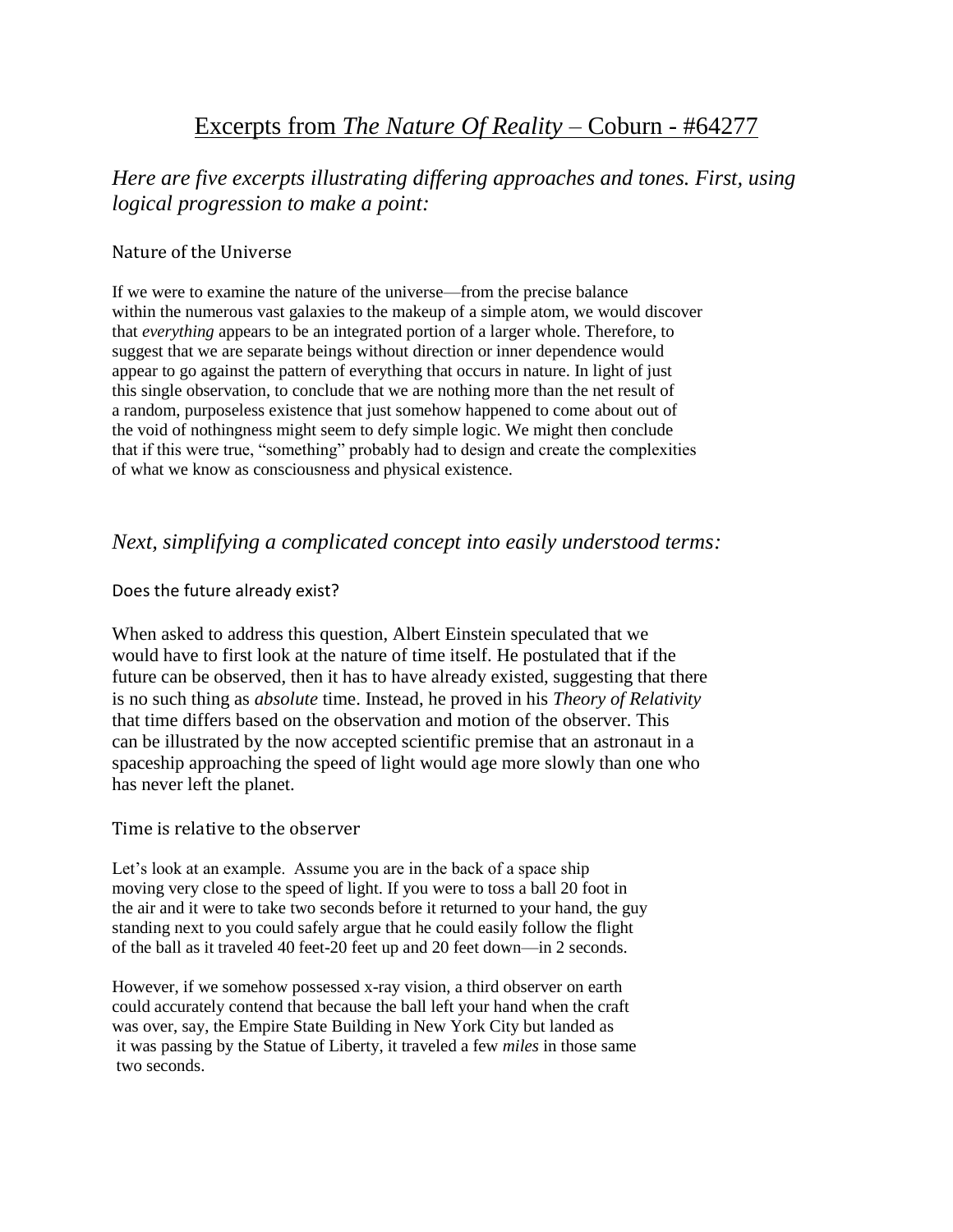# Excerpts from *The Nature Of Reality* – Coburn - #64277

*Here are five excerpts illustrating differing approaches and tones. First, using logical progression to make a point:*

## Nature of the Universe

If we were to examine the nature of the universe—from the precise balance within the numerous vast galaxies to the makeup of a simple atom, we would discover that *everything* appears to be an integrated portion of a larger whole. Therefore, to suggest that we are separate beings without direction or inner dependence would appear to go against the pattern of everything that occurs in nature. In light of just this single observation, to conclude that we are nothing more than the net result of a random, purposeless existence that just somehow happened to come about out of the void of nothingness might seem to defy simple logic. We might then conclude that if this were true, "something" probably had to design and create the complexities of what we know as consciousness and physical existence.

*Next, simplifying a complicated concept into easily understood terms:*

## Does the future already exist?

When asked to address this question, Albert Einstein speculated that we would have to first look at the nature of time itself. He postulated that if the future can be observed, then it has to have already existed, suggesting that there is no such thing as *absolute* time. Instead, he proved in his *Theory of Relativity* that time differs based on the observation and motion of the observer. This can be illustrated by the now accepted scientific premise that an astronaut in a spaceship approaching the speed of light would age more slowly than one who has never left the planet.

## Time is relative to the observer

Let's look at an example. Assume you are in the back of a space ship moving very close to the speed of light. If you were to toss a ball 20 foot in the air and it were to take two seconds before it returned to your hand, the guy standing next to you could safely argue that he could easily follow the flight of the ball as it traveled 40 feet-20 feet up and 20 feet down—in 2 seconds.

However, if we somehow possessed x-ray vision, a third observer on earth could accurately contend that because the ball left your hand when the craft was over, say, the Empire State Building in New York City but landed as it was passing by the Statue of Liberty, it traveled a few *miles* in those same two seconds.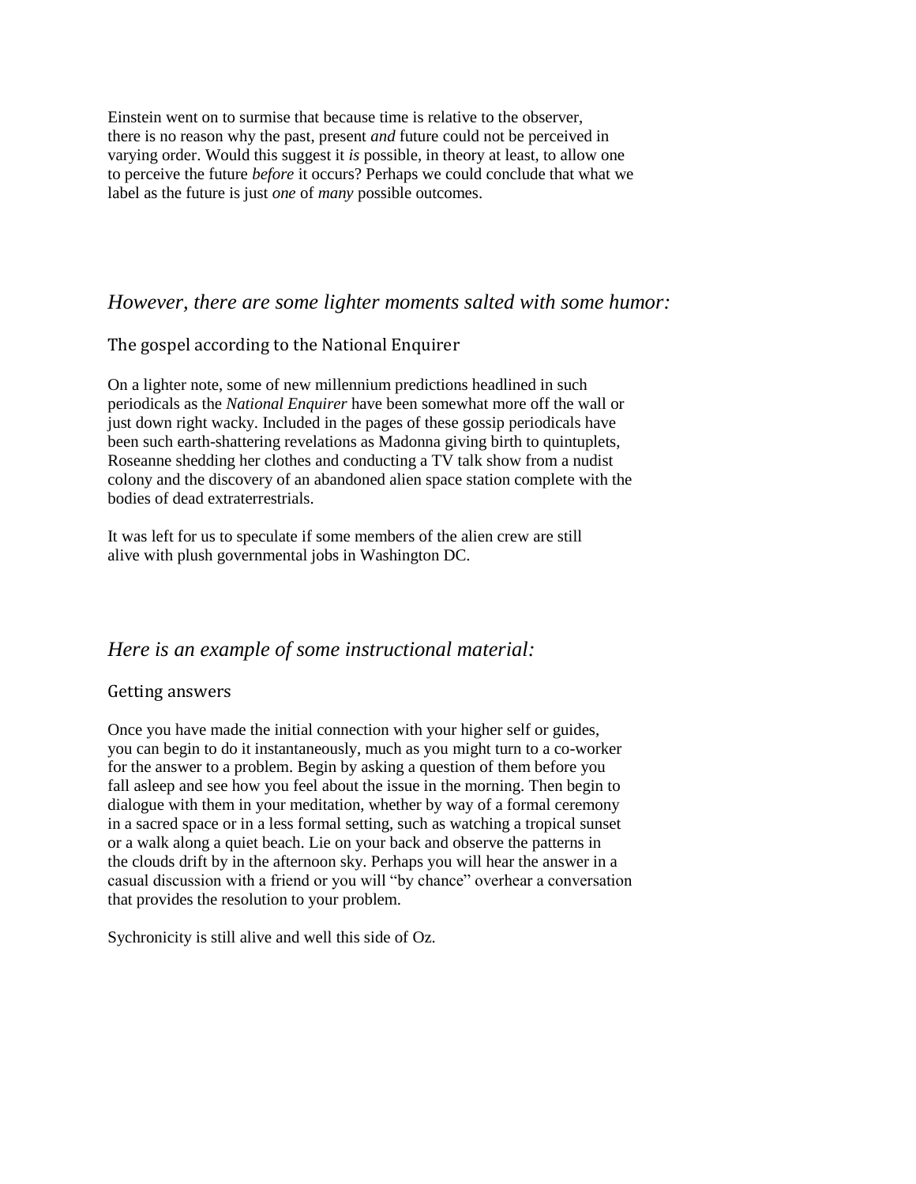Einstein went on to surmise that because time is relative to the observer, there is no reason why the past, present *and* future could not be perceived in varying order. Would this suggest it *is* possible, in theory at least, to allow one to perceive the future *before* it occurs? Perhaps we could conclude that what we label as the future is just *one* of *many* possible outcomes.

## *However, there are some lighter moments salted with some humor:*

### The gospel according to the National Enquirer

On a lighter note, some of new millennium predictions headlined in such periodicals as the *National Enquirer* have been somewhat more off the wall or just down right wacky. Included in the pages of these gossip periodicals have been such earth-shattering revelations as Madonna giving birth to quintuplets, Roseanne shedding her clothes and conducting a TV talk show from a nudist colony and the discovery of an abandoned alien space station complete with the bodies of dead extraterrestrials.

It was left for us to speculate if some members of the alien crew are still alive with plush governmental jobs in Washington DC.

## *Here is an example of some instructional material:*

### Getting answers

Once you have made the initial connection with your higher self or guides, you can begin to do it instantaneously, much as you might turn to a co-worker for the answer to a problem. Begin by asking a question of them before you fall asleep and see how you feel about the issue in the morning. Then begin to dialogue with them in your meditation, whether by way of a formal ceremony in a sacred space or in a less formal setting, such as watching a tropical sunset or a walk along a quiet beach. Lie on your back and observe the patterns in the clouds drift by in the afternoon sky. Perhaps you will hear the answer in a casual discussion with a friend or you will "by chance" overhear a conversation that provides the resolution to your problem.

Sychronicity is still alive and well this side of Oz.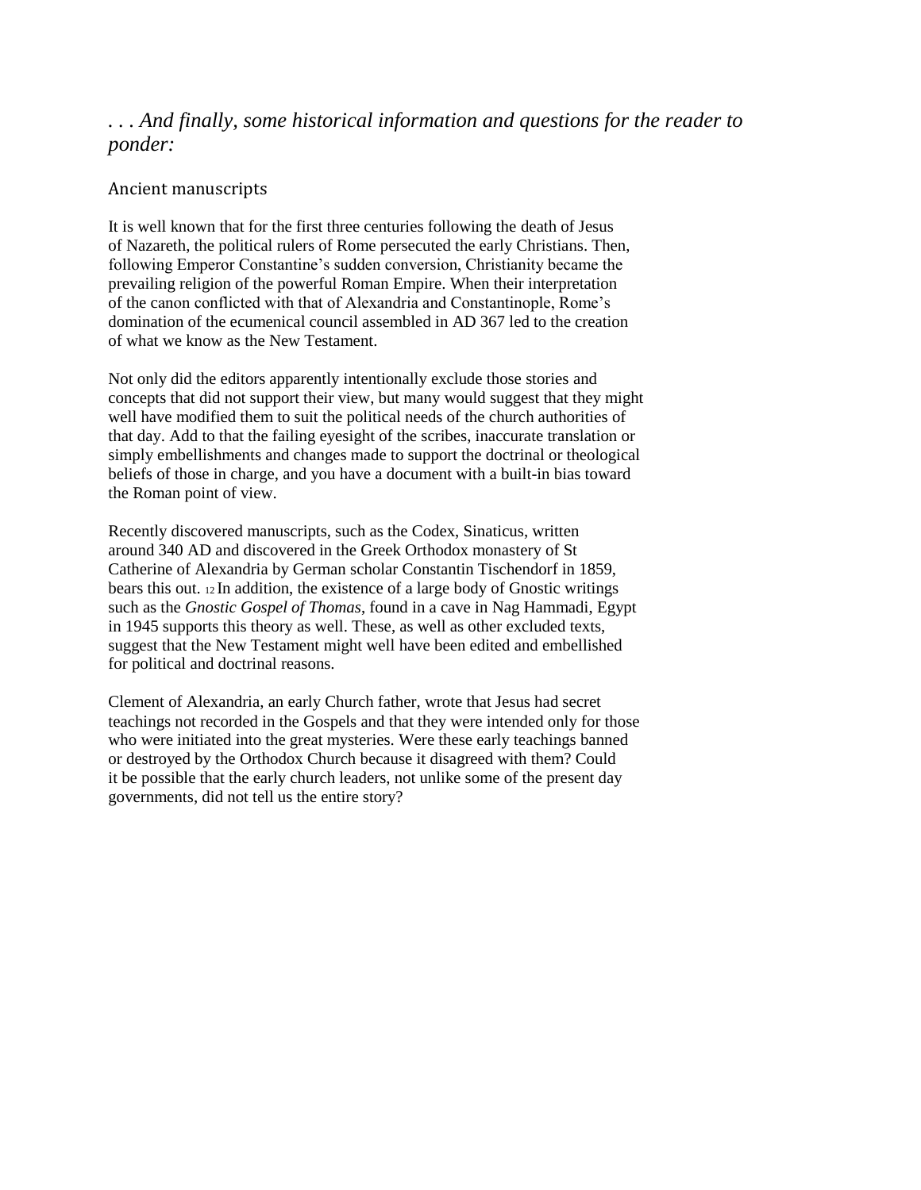*. . . And finally, some historical information and questions for the reader to ponder:*

## Ancient manuscripts

It is well known that for the first three centuries following the death of Jesus of Nazareth, the political rulers of Rome persecuted the early Christians. Then, following Emperor Constantine's sudden conversion, Christianity became the prevailing religion of the powerful Roman Empire. When their interpretation of the canon conflicted with that of Alexandria and Constantinople, Rome's domination of the ecumenical council assembled in AD 367 led to the creation of what we know as the New Testament.

Not only did the editors apparently intentionally exclude those stories and concepts that did not support their view, but many would suggest that they might well have modified them to suit the political needs of the church authorities of that day. Add to that the failing eyesight of the scribes, inaccurate translation or simply embellishments and changes made to support the doctrinal or theological beliefs of those in charge, and you have a document with a built-in bias toward the Roman point of view.

Recently discovered manuscripts, such as the Codex, Sinaticus, written around 340 AD and discovered in the Greek Orthodox monastery of St Catherine of Alexandria by German scholar Constantin Tischendorf in 1859, bears this out. [12] In addition, the existence of a large body of Gnostic writings such as the *Gnostic Gospel of Thomas*, found in a cave in Nag Hammadi, Egypt in 1945 supports this theory as well. These, as well as other excluded texts, suggest that the New Testament might well have been edited and embellished for political and doctrinal reasons.

Clement of Alexandria, an early Church father, wrote that Jesus had secret teachings not recorded in the Gospels and that they were intended only for those who were initiated into the great mysteries. Were these early teachings banned or destroyed by the Orthodox Church because it disagreed with them? Could it be possible that the early church leaders, not unlike some of the present day governments, did not tell us the entire story?